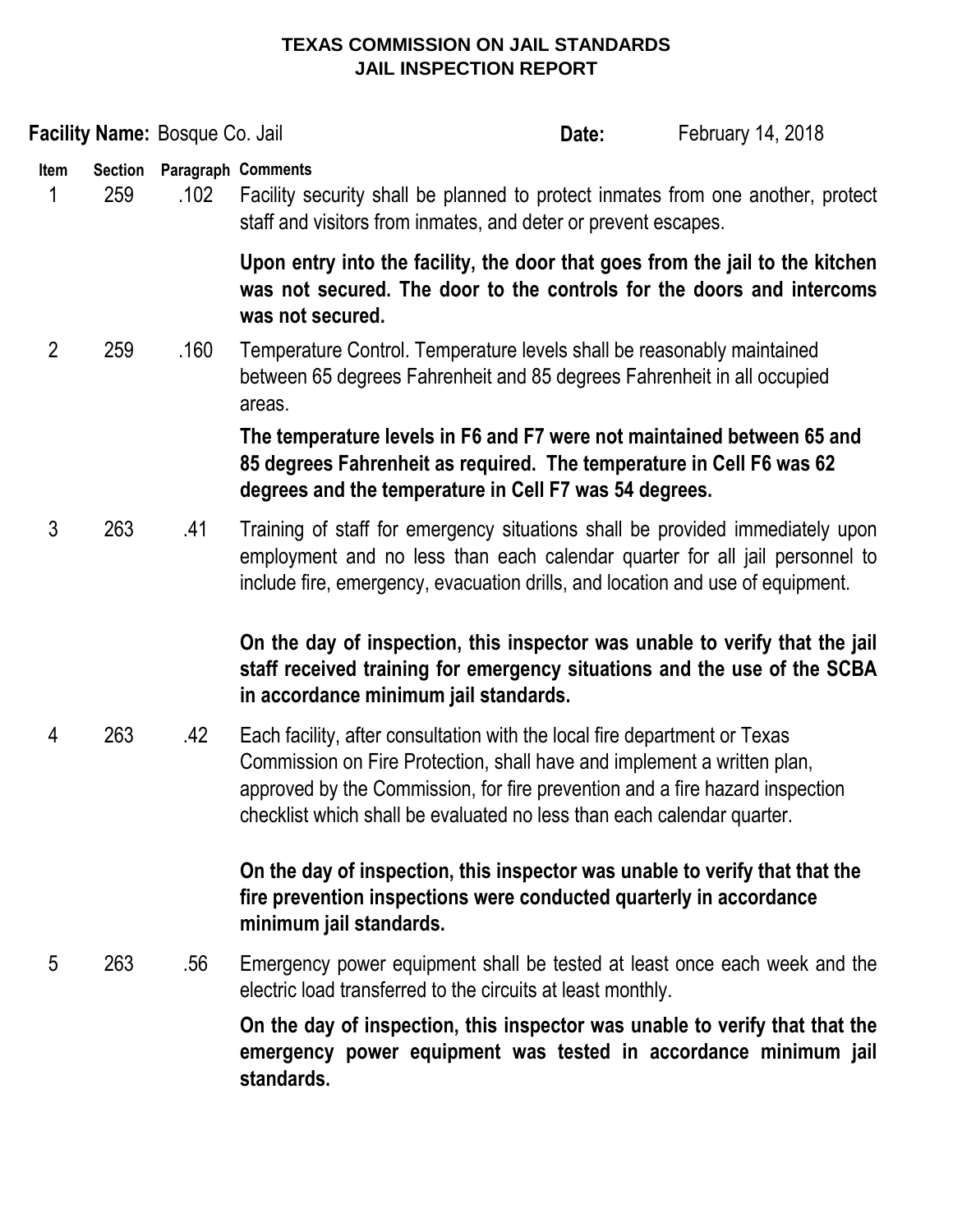# TEXAS COMMISSION ON JAIL STANDARDS
# JAIL INSPECTION REPORT

**Facility Name:** Bosque Co. Jail **Date:** February 14, 2018

| Item | Section | Paragraph | Comments |
|---|---|---|---|
| 1 | 259 | .102 | Facility security shall be planned to protect inmates from one another, protect staff and visitors from inmates, and deter or prevent escapes. **Upon entry into the facility, the door that goes from the jail to the kitchen was not secured. The door to the controls for the doors and intercoms was not secured.** |
| 2 | 259 | .160 | Temperature Control. Temperature levels shall be reasonably maintained between 65 degrees Fahrenheit and 85 degrees Fahrenheit in all occupied areas. **The temperature levels in F6 and F7 were not maintained between 65 and 85 degrees Fahrenheit as required. The temperature in Cell F6 was 62 degrees and the temperature in Cell F7 was 54 degrees.** |
| 3 | 263 | .41 | Training of staff for emergency situations shall be provided immediately upon employment and no less than each calendar quarter for all jail personnel to include fire, emergency, evacuation drills, and location and use of equipment. **On the day of inspection, this inspector was unable to verify that the jail staff received training for emergency situations and the use of the SCBA in accordance minimum jail standards.** |
| 4 | 263 | .42 | Each facility, after consultation with the local fire department or Texas Commission on Fire Protection, shall have and implement a written plan, approved by the Commission, for fire prevention and a fire hazard inspection checklist which shall be evaluated no less than each calendar quarter. **On the day of inspection, this inspector was unable to verify that that the fire prevention inspections were conducted quarterly in accordance minimum jail standards.** |
| 5 | 263 | .56 | Emergency power equipment shall be tested at least once each week and the electric load transferred to the circuits at least monthly. **On the day of inspection, this inspector was unable to verify that that the emergency power equipment was tested in accordance minimum jail standards.** |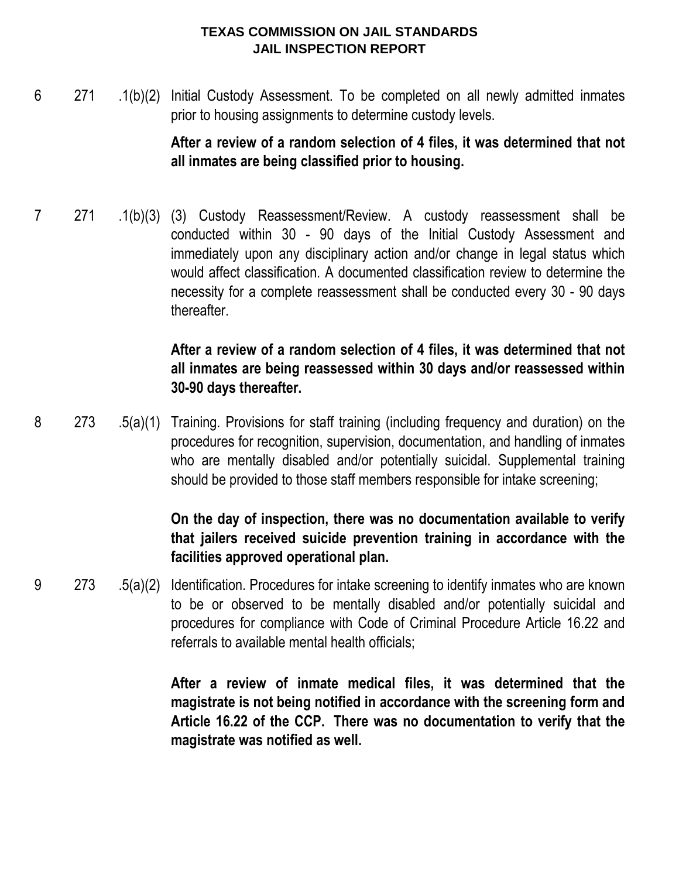**TEXAS COMMISSION ON JAIL STANDARDS**
**JAIL INSPECTION REPORT**

| | | | |
|---|---|---|---|
| 6 | 271 | .1(b)(2) | Initial Custody Assessment. To be completed on all newly admitted inmates prior to housing assignments to determine custody levels.<br><br>**After a review of a random selection of 4 files, it was determined that not all inmates are being classified prior to housing.** |
| 7 | 271 | .1(b)(3) | (3) Custody Reassessment/Review. A custody reassessment shall be conducted within 30 - 90 days of the Initial Custody Assessment and immediately upon any disciplinary action and/or change in legal status which would affect classification. A documented classification review to determine the necessity for a complete reassessment shall be conducted every 30 - 90 days thereafter.<br><br>**After a review of a random selection of 4 files, it was determined that not all inmates are being reassessed within 30 days and/or reassessed within 30-90 days thereafter.** |
| 8 | 273 | .5(a)(1) | Training. Provisions for staff training (including frequency and duration) on the procedures for recognition, supervision, documentation, and handling of inmates who are mentally disabled and/or potentially suicidal. Supplemental training should be provided to those staff members responsible for intake screening;<br><br>**On the day of inspection, there was no documentation available to verify that jailers received suicide prevention training in accordance with the facilities approved operational plan.** |
| 9 | 273 | .5(a)(2) | Identification. Procedures for intake screening to identify inmates who are known to be or observed to be mentally disabled and/or potentially suicidal and procedures for compliance with Code of Criminal Procedure Article 16.22 and referrals to available mental health officials;<br><br>**After a review of inmate medical files, it was determined that the magistrate is not being notified in accordance with the screening form and Article 16.22 of the CCP. There was no documentation to verify that the magistrate was notified as well.** |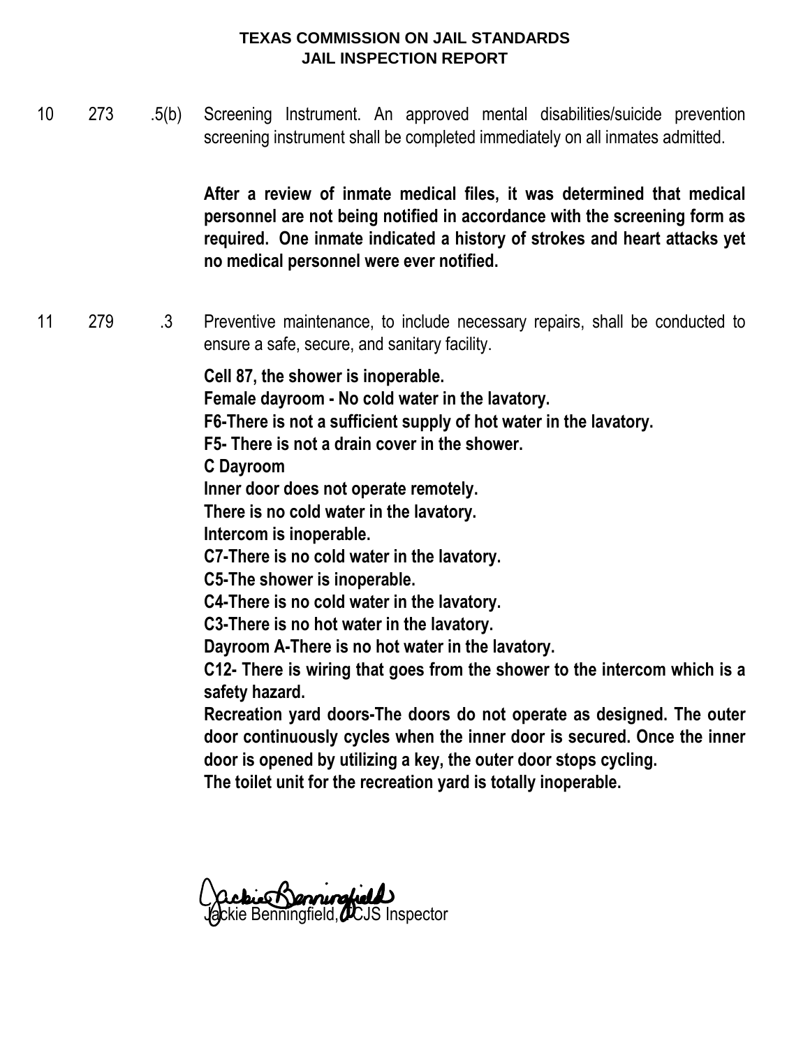**TEXAS COMMISSION ON JAIL STANDARDS**
**JAIL INSPECTION REPORT**

10 273 .5(b) Screening Instrument. An approved mental disabilities/suicide prevention screening instrument shall be completed immediately on all inmates admitted.

**After a review of inmate medical files, it was determined that medical personnel are not being notified in accordance with the screening form as required. One inmate indicated a history of strokes and heart attacks yet no medical personnel were ever notified.**

11 279 .3 Preventive maintenance, to include necessary repairs, shall be conducted to ensure a safe, secure, and sanitary facility.

**Cell 87, the shower is inoperable.**
**Female dayroom - No cold water in the lavatory.**
**F6-There is not a sufficient supply of hot water in the lavatory.**
**F5- There is not a drain cover in the shower.**
**C Dayroom**
**Inner door does not operate remotely.**
**There is no cold water in the lavatory.**
**Intercom is inoperable.**
**C7-There is no cold water in the lavatory.**
**C5-The shower is inoperable.**
**C4-There is no cold water in the lavatory.**
**C3-There is no hot water in the lavatory.**
**Dayroom A-There is no hot water in the lavatory.**
**C12- There is wiring that goes from the shower to the intercom which is a safety hazard.**
**Recreation yard doors-The doors do not operate as designed. The outer door continuously cycles when the inner door is secured. Once the inner door is opened by utilizing a key, the outer door stops cycling.**
**The toilet unit for the recreation yard is totally inoperable.**

Jackie Benningfield, TCJS Inspector